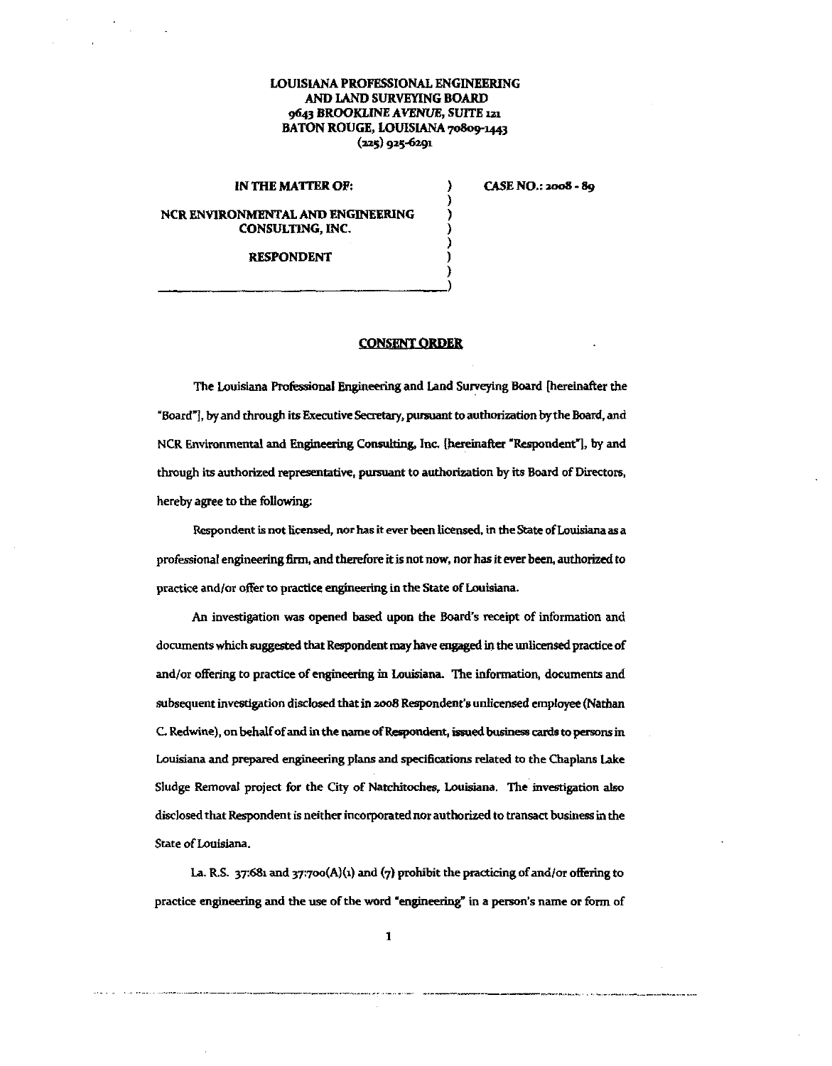**LOUISIANA PROFESSIONAL ENGINEERING AND LAND SURVEYING BOARD**
**9643 BROOKLINE AVENUE, SUITE 121**
**BATON ROUGE, LOUISIANA 70809-1443**
**(225) 925-6291**

**IN THE MATTER OF:**

**NCR ENVIRONMENTAL AND ENGINEERING CONSULTING, INC.**

**RESPONDENT**

**CASE NO.: 2008 - 89**

# CONSENT ORDER

The Louisiana Professional Engineering and Land Surveying Board [hereinafter the "Board"], by and through its Executive Secretary, pursuant to authorization by the Board, and NCR Environmental and Engineering Consulting, Inc. [hereinafter "Respondent"], by and through its authorized representative, pursuant to authorization by its Board of Directors, hereby agree to the following:

Respondent is not licensed, nor has it ever been licensed, in the State of Louisiana as a professional engineering firm, and therefore it is not now, nor has it ever been, authorized to practice and/or offer to practice engineering in the State of Louisiana.

An investigation was opened based upon the Board's receipt of information and documents which suggested that Respondent may have engaged in the unlicensed practice of and/or offering to practice of engineering in Louisiana. The information, documents and subsequent investigation disclosed that in 2008 Respondent's unlicensed employee (Nathan C. Redwine), on behalf of and in the name of Respondent, issued business cards to persons in Louisiana and prepared engineering plans and specifications related to the Chaplans Lake Sludge Removal project for the City of Natchitoches, Louisiana. The investigation also disclosed that Respondent is neither incorporated nor authorized to transact business in the State of Louisiana.

La. R.S. 37:681 and 37:700(A)(1) and (7) prohibit the practicing of and/or offering to practice engineering and the use of the word "engineering" in a person's name or form of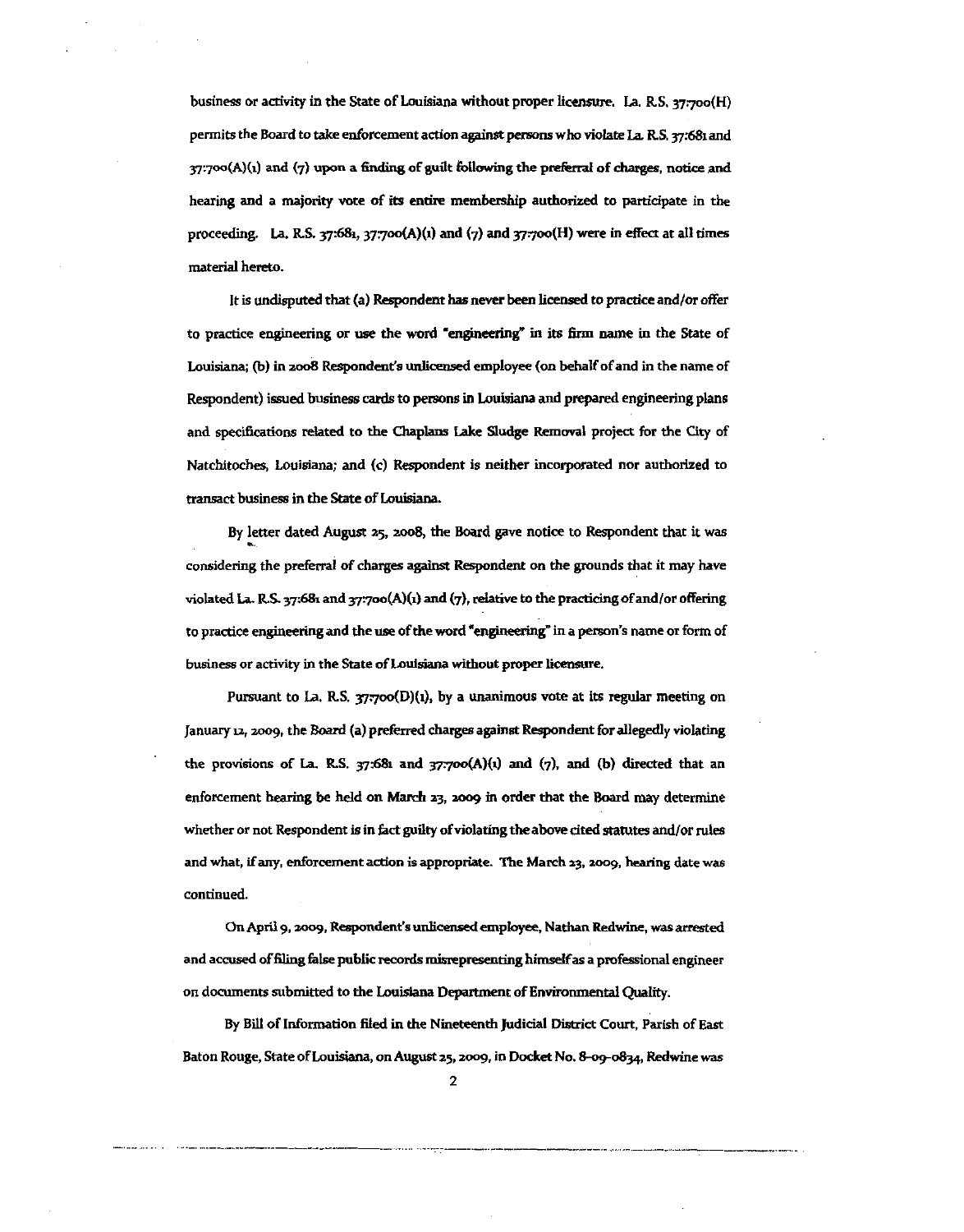business or activity in the State of Louisiana without proper licensure. La. R.S. 37:700(H) permits the Board to take enforcement action against persons who violate La. R.S. 37:681 and 37:700(A)(1) and (7) upon a finding of guilt following the preferral of charges, notice and hearing and a majority vote of its entire membership authorized to participate in the proceeding. La. R.S. 37:681, 37:700(A)(1) and (7) and 37:700(H) were in effect at all times material hereto.

It is undisputed that (a) Respondent has never been licensed to practice and/or offer to practice engineering or use the word "engineering" in its firm name in the State of Louisiana; (b) in 2008 Respondent's unlicensed employee (on behalf of and in the name of Respondent) issued business cards to persons in Louisiana and prepared engineering plans and specifications related to the Chaplans Lake Sludge Removal project for the City of Natchitoches, Louisiana; and (c) Respondent is neither incorporated nor authorized to transact business in the State of Louisiana.

By letter dated August 25, 2008, the Board gave notice to Respondent that it was considering the preferral of charges against Respondent on the grounds that it may have violated La. R.S. 37:681 and 37:700(A)(1) and (7), relative to the practicing of and/or offering to practice engineering and the use of the word "engineering" in a person's name or form of business or activity in the State of Louisiana without proper licensure.

Pursuant to La. R.S. 37:700(D)(1), by a unanimous vote at its regular meeting on January 12, 2009, the Board (a) preferred charges against Respondent for allegedly violating the provisions of La. R.S. 37:681 and 37:700(A)(1) and (7), and (b) directed that an enforcement hearing be held on March 23, 2009 in order that the Board may determine whether or not Respondent is in fact guilty of violating the above cited statutes and/or rules and what, if any, enforcement action is appropriate. The March 23, 2009, hearing date was continued.

On April 9, 2009, Respondent's unlicensed employee, Nathan Redwine, was arrested and accused of filing false public records misrepresenting himself as a professional engineer on documents submitted to the Louisiana Department of Environmental Quality.

By Bill of Information filed in the Nineteenth Judicial District Court, Parish of East Baton Rouge, State of Louisiana, on August 25, 2009, in Docket No. 8-09-0834, Redwine was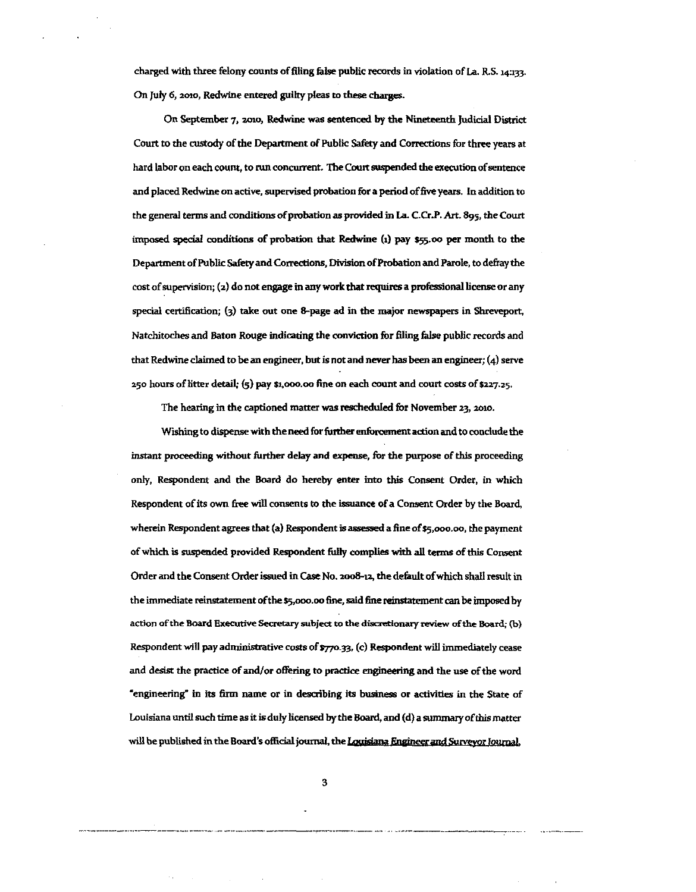charged with three felony counts of filing false public records in violation of La. R.S. 14:133. On July 6, 2010, Redwine entered guilty pleas to these charges.

On September 7, 2010, Redwine was sentenced by the Nineteenth Judicial District Court to the custody of the Department of Public Safety and Corrections for three years at hard labor on each count, to run concurrent. The Court suspended the execution of sentence and placed Redwine on active, supervised probation for a period of five years. In addition to the general terms and conditions of probation as provided in La. C.Cr.P. Art. 895, the Court imposed special conditions of probation that Redwine (1) pay $55.00 per month to the Department of Public Safety and Corrections, Division of Probation and Parole, to defray the cost of supervision; (2) do not engage in any work that requires a professional license or any special certification; (3) take out one 8-page ad in the major newspapers in Shreveport, Natchitoches and Baton Rouge indicating the conviction for filing false public records and that Redwine claimed to be an engineer, but is not and never has been an engineer; (4) serve 250 hours of litter detail; (5) pay $1,000.00 fine on each count and court costs of $227.25.

The hearing in the captioned matter was rescheduled for November 23, 2010.

Wishing to dispense with the need for further enforcement action and to conclude the instant proceeding without further delay and expense, for the purpose of this proceeding only, Respondent and the Board do hereby enter into this Consent Order, in which Respondent of its own free will consents to the issuance of a Consent Order by the Board, wherein Respondent agrees that (a) Respondent is assessed a fine of $5,000.00, the payment of which is suspended provided Respondent fully complies with all terms of this Consent Order and the Consent Order issued in Case No. 2008-12, the default of which shall result in the immediate reinstatement of the $5,000.00 fine, said fine reinstatement can be imposed by action of the Board Executive Secretary subject to the discretionary review of the Board; (b) Respondent will pay administrative costs of $770.33, (c) Respondent will immediately cease and desist the practice of and/or offering to practice engineering and the use of the word "engineering" in its firm name or in describing its business or activities in the State of Louisiana until such time as it is duly licensed by the Board, and (d) a summary of this matter will be published in the Board's official journal, the Louisiana Engineer and Surveyor Journal,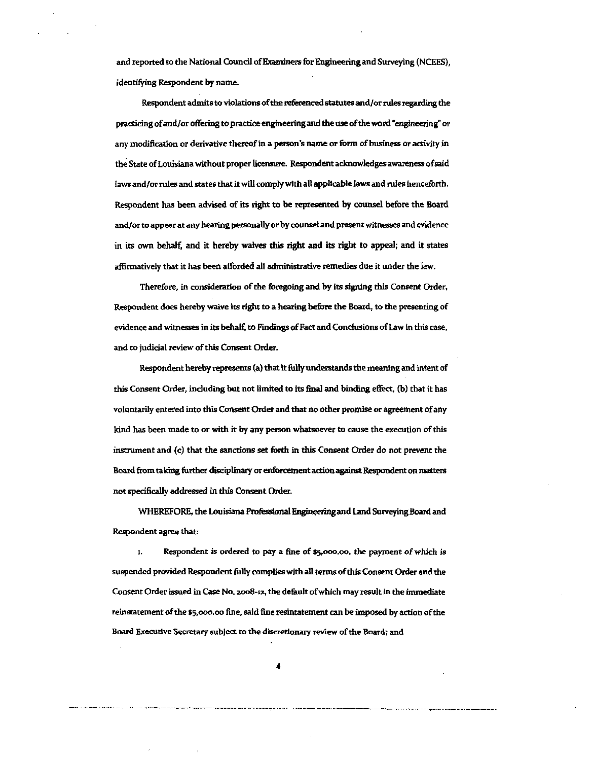and reported to the National Council of Examiners for Engineering and Surveying (NCEES), identifying Respondent by name.

Respondent admits to violations of the referenced statutes and/or rules regarding the practicing of and/or offering to practice engineering and the use of the word "engineering" or any modification or derivative thereof in a person's name or form of business or activity in the State of Louisiana without proper licensure. Respondent acknowledges awareness of said laws and/or rules and states that it will comply with all applicable laws and rules henceforth. Respondent has been advised of its right to be represented by counsel before the Board and/or to appear at any hearing personally or by counsel and present witnesses and evidence in its own behalf, and it hereby waives this right and its right to appeal; and it states affirmatively that it has been afforded all administrative remedies due it under the law.

Therefore, in consideration of the foregoing and by its signing this Consent Order, Respondent does hereby waive its right to a hearing before the Board, to the presenting of evidence and witnesses in its behalf, to Findings of Fact and Conclusions of Law in this case, and to judicial review of this Consent Order.

Respondent hereby represents (a) that it fully understands the meaning and intent of this Consent Order, including but not limited to its final and binding effect, (b) that it has voluntarily entered into this Consent Order and that no other promise or agreement of any kind has been made to or with it by any person whatsoever to cause the execution of this instrument and (c) that the sanctions set forth in this Consent Order do not prevent the Board from taking further disciplinary or enforcement action against Respondent on matters not specifically addressed in this Consent Order.

WHEREFORE, the Louisiana Professional Engineering and Land Surveying Board and Respondent agree that:

1. Respondent is ordered to pay a fine of $5,000.00, the payment of which is suspended provided Respondent fully complies with all terms of this Consent Order and the Consent Order issued in Case No. 2008-12, the default of which may result in the immediate reinstatement of the $5,000.00 fine, said fine resintatement can be imposed by action of the Board Executive Secretary subject to the discretionary review of the Board; and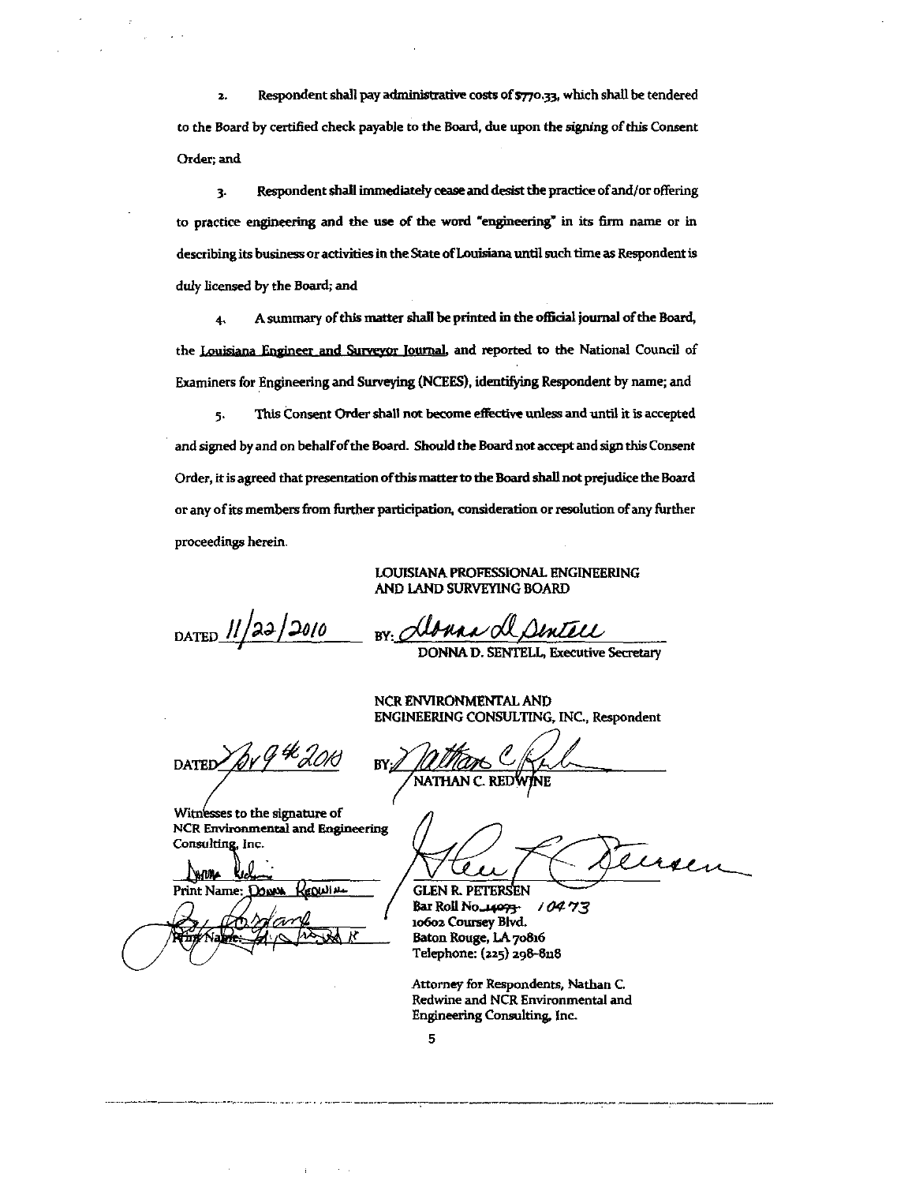2. Respondent shall pay administrative costs of $770.33, which shall be tendered to the Board by certified check payable to the Board, due upon the signing of this Consent Order; and

3. Respondent shall immediately cease and desist the practice of and/or offering to practice engineering and the use of the word "engineering" in its firm name or in describing its business or activities in the State of Louisiana until such time as Respondent is duly licensed by the Board; and

4. A summary of this matter shall be printed in the official journal of the Board, the Louisiana Engineer and Surveyor Journal, and reported to the National Council of Examiners for Engineering and Surveying (NCEES), identifying Respondent by name; and

5. This Consent Order shall not become effective unless and until it is accepted and signed by and on behalf of the Board. Should the Board not accept and sign this Consent Order, it is agreed that presentation of this matter to the Board shall not prejudice the Board or any of its members from further participation, consideration or resolution of any further proceedings herein.

LOUISIANA PROFESSIONAL ENGINEERING AND LAND SURVEYING BOARD

DATED 11/22/2010

BY: Donna D. Sentell
DONNA D. SENTELL, Executive Secretary

NCR ENVIRONMENTAL AND ENGINEERING CONSULTING, INC., Respondent

DATED Nov 9th 2010

BY: Nathan C. Redwine
NATHAN C. REDWINE

Witnesses to the signature of NCR Environmental and Engineering Consulting, Inc.

Donna Redwine
Print Name: Donna Redwine

Print Name:

GLEN R. PETERSEN
Bar Roll No. 14073 10473
10602 Coursey Blvd.
Baton Rouge, LA 70816
Telephone: (225) 298-8118

Attorney for Respondents, Nathan C. Redwine and NCR Environmental and Engineering Consulting, Inc.